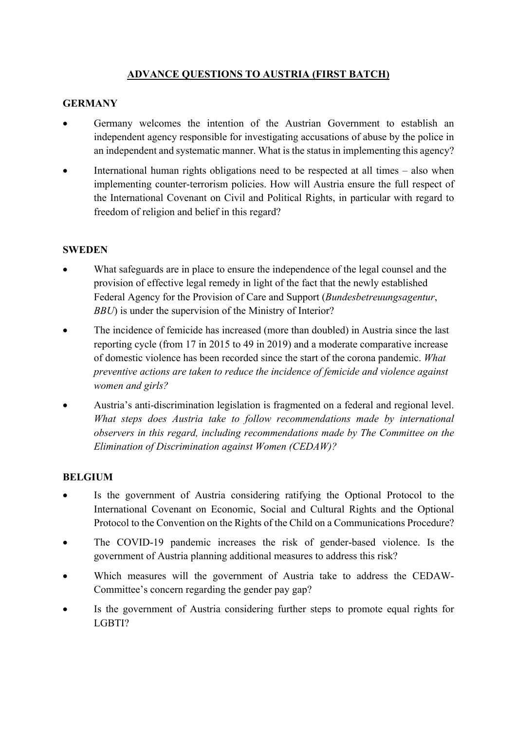# ADVANCE QUESTIONS TO AUSTRIA (FIRST BATCH)

## GERMANY

- Germany welcomes the intention of the Austrian Government to establish an independent agency responsible for investigating accusations of abuse by the police in an independent and systematic manner. What is the status in implementing this agency?
- International human rights obligations need to be respected at all times – also when implementing counter-terrorism policies. How will Austria ensure the full respect of the International Covenant on Civil and Political Rights, in particular with regard to freedom of religion and belief in this regard?

## SWEDEN

- What safeguards are in place to ensure the independence of the legal counsel and the provision of effective legal remedy in light of the fact that the newly established Federal Agency for the Provision of Care and Support (*Bundesbetreuungsagentur*, *BBU*) is under the supervision of the Ministry of Interior?
- The incidence of femicide has increased (more than doubled) in Austria since the last reporting cycle (from 17 in 2015 to 49 in 2019) and a moderate comparative increase of domestic violence has been recorded since the start of the corona pandemic. *What preventive actions are taken to reduce the incidence of femicide and violence against women and girls?*
- Austria's anti-discrimination legislation is fragmented on a federal and regional level. *What steps does Austria take to follow recommendations made by international observers in this regard, including recommendations made by The Committee on the Elimination of Discrimination against Women (CEDAW)?*

## BELGIUM

- Is the government of Austria considering ratifying the Optional Protocol to the International Covenant on Economic, Social and Cultural Rights and the Optional Protocol to the Convention on the Rights of the Child on a Communications Procedure?
- The COVID-19 pandemic increases the risk of gender-based violence. Is the government of Austria planning additional measures to address this risk?
- Which measures will the government of Austria take to address the CEDAW-Committee's concern regarding the gender pay gap?
- Is the government of Austria considering further steps to promote equal rights for LGBTI?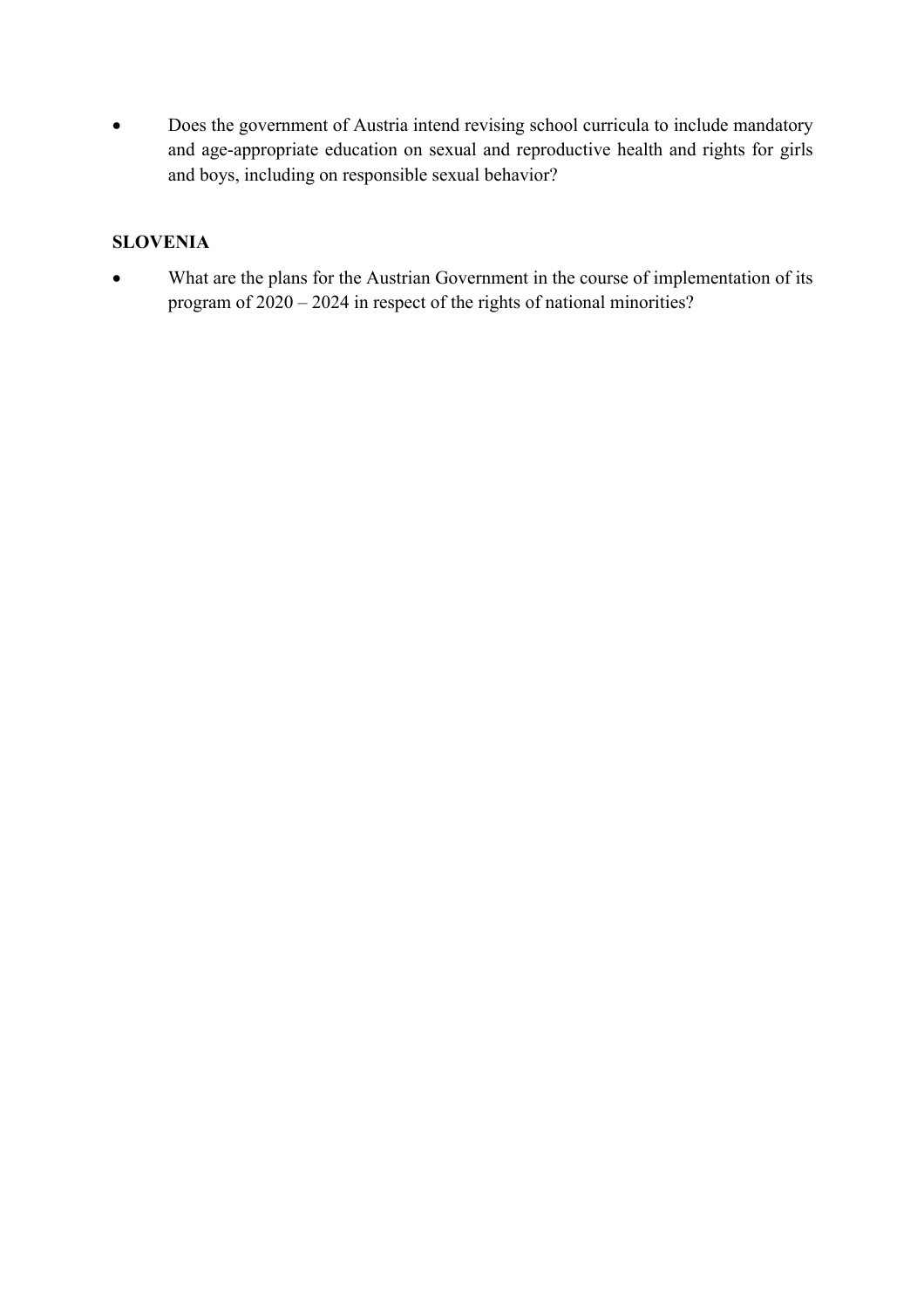- Does the government of Austria intend revising school curricula to include mandatory and age-appropriate education on sexual and reproductive health and rights for girls and boys, including on responsible sexual behavior?

**SLOVENIA**

- What are the plans for the Austrian Government in the course of implementation of its program of 2020 – 2024 in respect of the rights of national minorities?